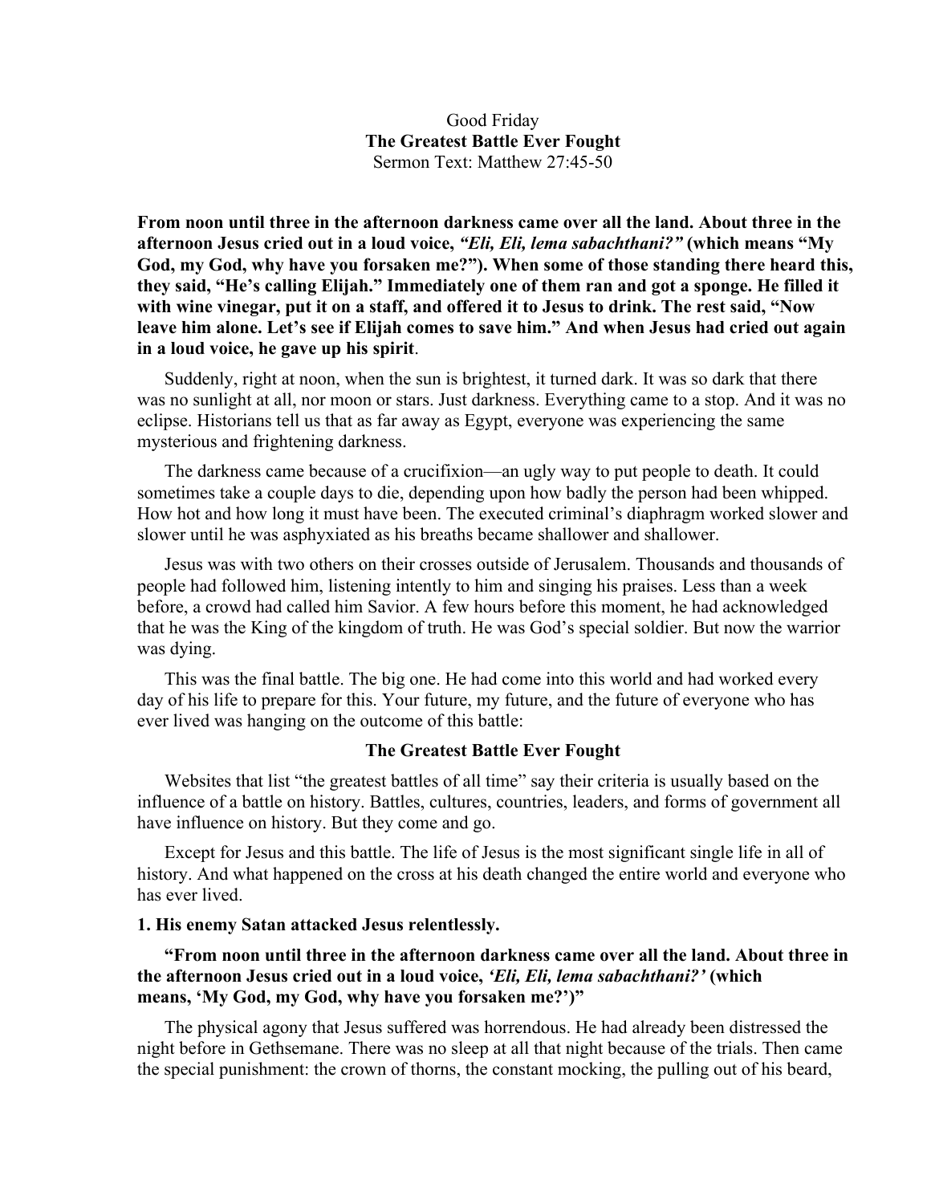Good Friday

**The Greatest Battle Ever Fought**

Sermon Text: Matthew 27:45-50

**From noon until three in the afternoon darkness came over all the land. About three in the afternoon Jesus cried out in a loud voice, *"Eli, Eli, lema sabachthani?"* (which means "My God, my God, why have you forsaken me?"). When some of those standing there heard this, they said, "He's calling Elijah." Immediately one of them ran and got a sponge. He filled it with wine vinegar, put it on a staff, and offered it to Jesus to drink. The rest said, "Now leave him alone. Let's see if Elijah comes to save him." And when Jesus had cried out again in a loud voice, he gave up his spirit**.

Suddenly, right at noon, when the sun is brightest, it turned dark. It was so dark that there was no sunlight at all, nor moon or stars. Just darkness. Everything came to a stop. And it was no eclipse. Historians tell us that as far away as Egypt, everyone was experiencing the same mysterious and frightening darkness.

The darkness came because of a crucifixion—an ugly way to put people to death. It could sometimes take a couple days to die, depending upon how badly the person had been whipped. How hot and how long it must have been. The executed criminal's diaphragm worked slower and slower until he was asphyxiated as his breaths became shallower and shallower.

Jesus was with two others on their crosses outside of Jerusalem. Thousands and thousands of people had followed him, listening intently to him and singing his praises. Less than a week before, a crowd had called him Savior. A few hours before this moment, he had acknowledged that he was the King of the kingdom of truth. He was God's special soldier. But now the warrior was dying.

This was the final battle. The big one. He had come into this world and had worked every day of his life to prepare for this. Your future, my future, and the future of everyone who has ever lived was hanging on the outcome of this battle:

**The Greatest Battle Ever Fought**

Websites that list "the greatest battles of all time" say their criteria is usually based on the influence of a battle on history. Battles, cultures, countries, leaders, and forms of government all have influence on history. But they come and go.

Except for Jesus and this battle. The life of Jesus is the most significant single life in all of history. And what happened on the cross at his death changed the entire world and everyone who has ever lived.

**1. His enemy Satan attacked Jesus relentlessly.**

**"From noon until three in the afternoon darkness came over all the land. About three in the afternoon Jesus cried out in a loud voice, *'Eli, Eli, lema sabachthani?'* (which means, 'My God, my God, why have you forsaken me?')"**

The physical agony that Jesus suffered was horrendous. He had already been distressed the night before in Gethsemane. There was no sleep at all that night because of the trials. Then came the special punishment: the crown of thorns, the constant mocking, the pulling out of his beard,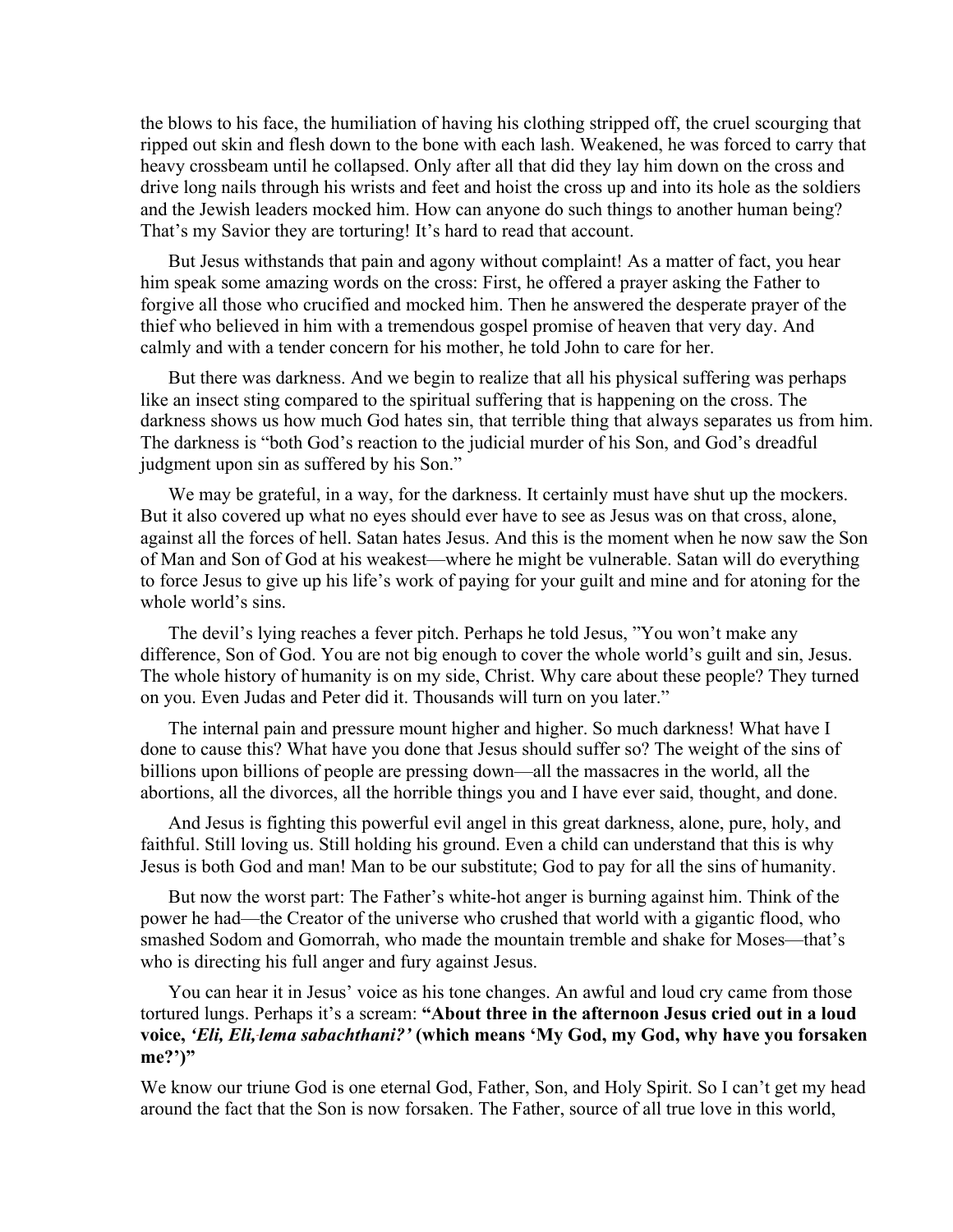the blows to his face, the humiliation of having his clothing stripped off, the cruel scourging that ripped out skin and flesh down to the bone with each lash. Weakened, he was forced to carry that heavy crossbeam until he collapsed. Only after all that did they lay him down on the cross and drive long nails through his wrists and feet and hoist the cross up and into its hole as the soldiers and the Jewish leaders mocked him. How can anyone do such things to another human being? That's my Savior they are torturing! It's hard to read that account.

But Jesus withstands that pain and agony without complaint! As a matter of fact, you hear him speak some amazing words on the cross: First, he offered a prayer asking the Father to forgive all those who crucified and mocked him. Then he answered the desperate prayer of the thief who believed in him with a tremendous gospel promise of heaven that very day. And calmly and with a tender concern for his mother, he told John to care for her.

But there was darkness. And we begin to realize that all his physical suffering was perhaps like an insect sting compared to the spiritual suffering that is happening on the cross. The darkness shows us how much God hates sin, that terrible thing that always separates us from him. The darkness is "both God's reaction to the judicial murder of his Son, and God's dreadful judgment upon sin as suffered by his Son."

We may be grateful, in a way, for the darkness. It certainly must have shut up the mockers. But it also covered up what no eyes should ever have to see as Jesus was on that cross, alone, against all the forces of hell. Satan hates Jesus. And this is the moment when he now saw the Son of Man and Son of God at his weakest—where he might be vulnerable. Satan will do everything to force Jesus to give up his life's work of paying for your guilt and mine and for atoning for the whole world's sins.

The devil's lying reaches a fever pitch. Perhaps he told Jesus, "You won't make any difference, Son of God. You are not big enough to cover the whole world's guilt and sin, Jesus. The whole history of humanity is on my side, Christ. Why care about these people? They turned on you. Even Judas and Peter did it. Thousands will turn on you later."

The internal pain and pressure mount higher and higher. So much darkness! What have I done to cause this? What have you done that Jesus should suffer so? The weight of the sins of billions upon billions of people are pressing down—all the massacres in the world, all the abortions, all the divorces, all the horrible things you and I have ever said, thought, and done.

And Jesus is fighting this powerful evil angel in this great darkness, alone, pure, holy, and faithful. Still loving us. Still holding his ground. Even a child can understand that this is why Jesus is both God and man! Man to be our substitute; God to pay for all the sins of humanity.

But now the worst part: The Father's white-hot anger is burning against him. Think of the power he had—the Creator of the universe who crushed that world with a gigantic flood, who smashed Sodom and Gomorrah, who made the mountain tremble and shake for Moses—that's who is directing his full anger and fury against Jesus.

You can hear it in Jesus' voice as his tone changes. An awful and loud cry came from those tortured lungs. Perhaps it's a scream: **"About three in the afternoon Jesus cried out in a loud voice, *'Eli, Eli, lema sabachthani?'* (which means 'My God, my God, why have you forsaken me?')"**

We know our triune God is one eternal God, Father, Son, and Holy Spirit. So I can't get my head around the fact that the Son is now forsaken. The Father, source of all true love in this world,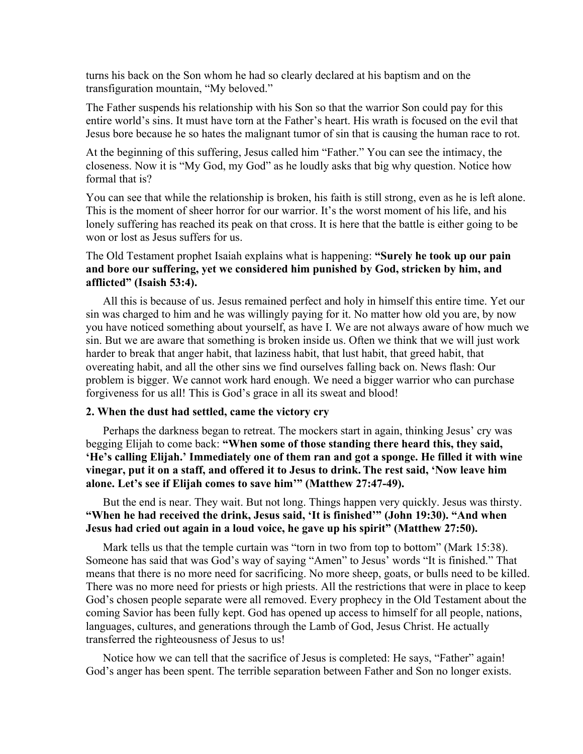turns his back on the Son whom he had so clearly declared at his baptism and on the transfiguration mountain, "My beloved."

The Father suspends his relationship with his Son so that the warrior Son could pay for this entire world's sins. It must have torn at the Father's heart. His wrath is focused on the evil that Jesus bore because he so hates the malignant tumor of sin that is causing the human race to rot.

At the beginning of this suffering, Jesus called him "Father." You can see the intimacy, the closeness. Now it is "My God, my God" as he loudly asks that big why question. Notice how formal that is?

You can see that while the relationship is broken, his faith is still strong, even as he is left alone. This is the moment of sheer horror for our warrior. It's the worst moment of his life, and his lonely suffering has reached its peak on that cross. It is here that the battle is either going to be won or lost as Jesus suffers for us.

The Old Testament prophet Isaiah explains what is happening: **"Surely he took up our pain and bore our suffering, yet we considered him punished by God, stricken by him, and afflicted" (Isaish 53:4).**

All this is because of us. Jesus remained perfect and holy in himself this entire time. Yet our sin was charged to him and he was willingly paying for it. No matter how old you are, by now you have noticed something about yourself, as have I. We are not always aware of how much we sin. But we are aware that something is broken inside us. Often we think that we will just work harder to break that anger habit, that laziness habit, that lust habit, that greed habit, that overeating habit, and all the other sins we find ourselves falling back on. News flash: Our problem is bigger. We cannot work hard enough. We need a bigger warrior who can purchase forgiveness for us all! This is God's grace in all its sweat and blood!

**2. When the dust had settled, came the victory cry**

Perhaps the darkness began to retreat. The mockers start in again, thinking Jesus' cry was begging Elijah to come back: **"When some of those standing there heard this, they said, 'He's calling Elijah.' Immediately one of them ran and got a sponge. He filled it with wine vinegar, put it on a staff, and offered it to Jesus to drink. The rest said, 'Now leave him alone. Let's see if Elijah comes to save him'" (Matthew 27:47-49).**

But the end is near. They wait. But not long. Things happen very quickly. Jesus was thirsty. **"When he had received the drink, Jesus said, 'It is finished'" (John 19:30). "And when Jesus had cried out again in a loud voice, he gave up his spirit" (Matthew 27:50).**

Mark tells us that the temple curtain was "torn in two from top to bottom" (Mark 15:38). Someone has said that was God's way of saying "Amen" to Jesus' words "It is finished." That means that there is no more need for sacrificing. No more sheep, goats, or bulls need to be killed. There was no more need for priests or high priests. All the restrictions that were in place to keep God's chosen people separate were all removed. Every prophecy in the Old Testament about the coming Savior has been fully kept. God has opened up access to himself for all people, nations, languages, cultures, and generations through the Lamb of God, Jesus Christ. He actually transferred the righteousness of Jesus to us!

Notice how we can tell that the sacrifice of Jesus is completed: He says, "Father" again! God's anger has been spent. The terrible separation between Father and Son no longer exists.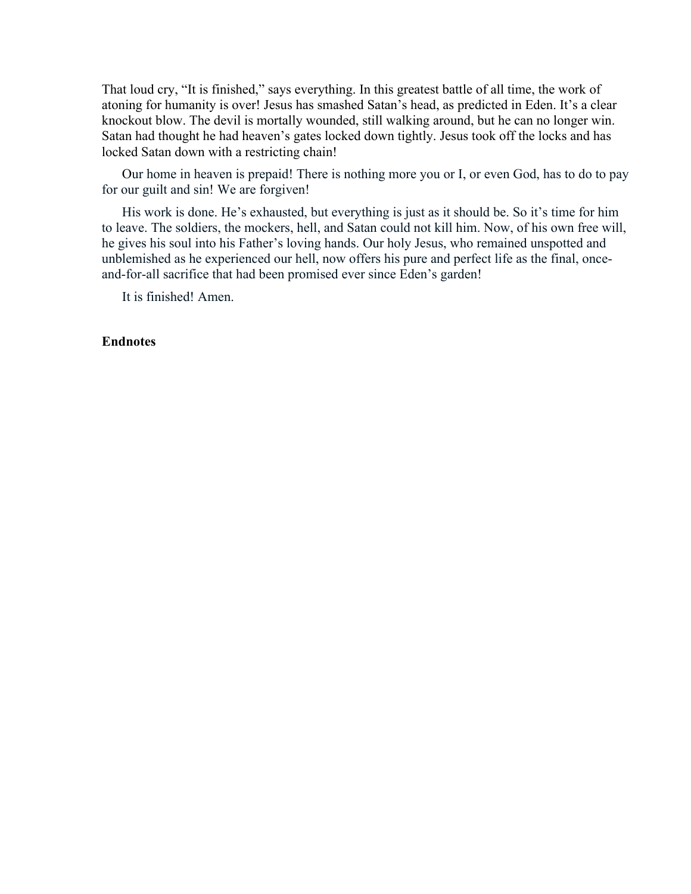That loud cry, “It is finished,” says everything. In this greatest battle of all time, the work of atoning for humanity is over! Jesus has smashed Satan’s head, as predicted in Eden. It’s a clear knockout blow. The devil is mortally wounded, still walking around, but he can no longer win. Satan had thought he had heaven’s gates locked down tightly. Jesus took off the locks and has locked Satan down with a restricting chain!

Our home in heaven is prepaid! There is nothing more you or I, or even God, has to do to pay for our guilt and sin! We are forgiven!

His work is done. He’s exhausted, but everything is just as it should be. So it’s time for him to leave. The soldiers, the mockers, hell, and Satan could not kill him. Now, of his own free will, he gives his soul into his Father’s loving hands. Our holy Jesus, who remained unspotted and unblemished as he experienced our hell, now offers his pure and perfect life as the final, once-and-for-all sacrifice that had been promised ever since Eden’s garden!

It is finished! Amen.

**Endnotes**